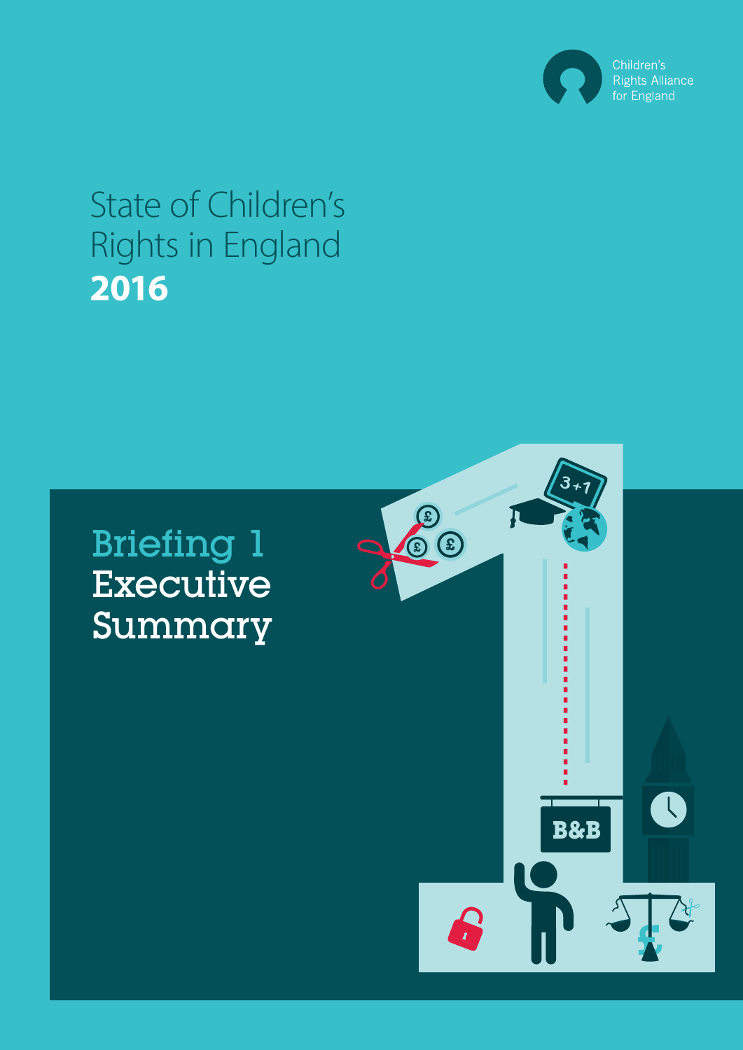Children's Rights Alliance for England

# State of Children's Rights in England **2016**

## Briefing 1 Executive Summary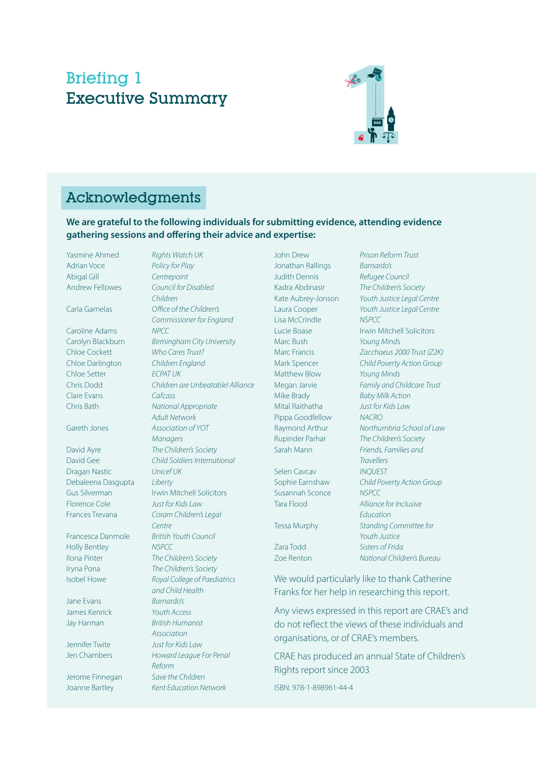# Briefing 1
# Executive Summary

## Acknowledgments

**We are grateful to the following individuals for submitting evidence, attending evidence gathering sessions and offering their advice and expertise:**

| Name | Organisation |
|---|---|
| Yasmine Ahmed | *Rights Watch UK* |
| Adrian Voce | *Policy for Play* |
| Abigal Gill | *Centrepoint* |
| Andrew Fellowes | *Council for Disabled Children* |
| Carla Garnelas | *Office of the Children's Commissioner for England* |
| Caroline Adams | *NPCC* |
| Carolyn Blackburn | *Birmingham City University* |
| Chloe Cockett | *Who Cares Trust?* |
| Chloe Darlington | *Children England* |
| Chloe Setter | *ECPAT UK* |
| Chris Dodd | *Children are Unbeatable! Alliance* |
| Clare Evans | *Cafcass* |
| Chris Bath | *National Appropriate Adult Network* |
| Gareth Jones | *Association of YOT Managers* |
| David Ayre | *The Children's Society* |
| David Gee | *Child Soldiers International* |
| Dragan Nastic | *Unicef UK* |
| Debaleena Dasgupta | *Liberty* |
| Gus Silverman | Irwin Mitchell Solicitors |
| Florence Cole | *Just for Kids Law* |
| Frances Trevana | *Coram Children's Legal Centre* |
| Francesca Danmole | *British Youth Council* |
| Holly Bentley | *NSPCC* |
| Ilona Pinter | *The Children's Society* |
| Iryna Pona | *The Children's Society* |
| Isobel Howe | *Royal College of Paediatrics and Child Health* |
| Jane Evans | *Barnardo's* |
| James Kenrick | *Youth Access* |
| Jay Harman | *British Humanist Association* |
| Jennifer Twite | *Just for Kids Law* |
| Jen Chambers | *Howard League For Penal Reform* |
| Jerome Finnegan | *Save the Children* |
| Joanne Bartley | *Kent Education Network* |
| John Drew | *Prison Reform Trust* |
| Jonathan Rallings | *Barnardo's* |
| Judith Dennis | *Refugee Council* |
| Kadra Abdinasir | *The Children's Society* |
| Kate Aubrey-Jonson | *Youth Justice Legal Centre* |
| Laura Cooper | *Youth Justice Legal Centre* |
| Lisa McCrindle | *NSPCC* |
| Lucie Boase | Irwin Mitchell Solicitors |
| Marc Bush | *Young Minds* |
| Marc Francis | *Zacchaeus 2000 Trust (Z2K)* |
| Mark Spencer | *Child Poverty Action Group* |
| Matthew Blow | *Young Minds* |
| Megan Jarvie | *Family and Childcare Trust* |
| Mike Brady | *Baby Milk Action* |
| Mital Raithatha | *Just for Kids Law* |
| Pippa Goodfellow | *NACRO* |
| Raymond Arthur | *Northumbria School of Law* |
| Rupinder Parhar | *The Children's Society* |
| Sarah Mann | *Friends, Families and Travellers* |
| Selen Cavcav | *INQUEST* |
| Sophie Earnshaw | *Child Poverty Action Group* |
| Susannah Sconce | *NSPCC* |
| Tara Flood | *Alliance for Inclusive Education* |
| Tessa Murphy | *Standing Committee for Youth Justice* |
| Zara Todd | *Sisters of Frida* |
| Zoe Renton | *National Children's Bureau* |

We would particularly like to thank Catherine Franks for her help in researching this report.

Any views expressed in this report are CRAE's and do not reflect the views of these individuals and organisations, or of CRAE's members.

CRAE has produced an annual State of Children's Rights report since 2003

ISBN: 978-1-898961-44-4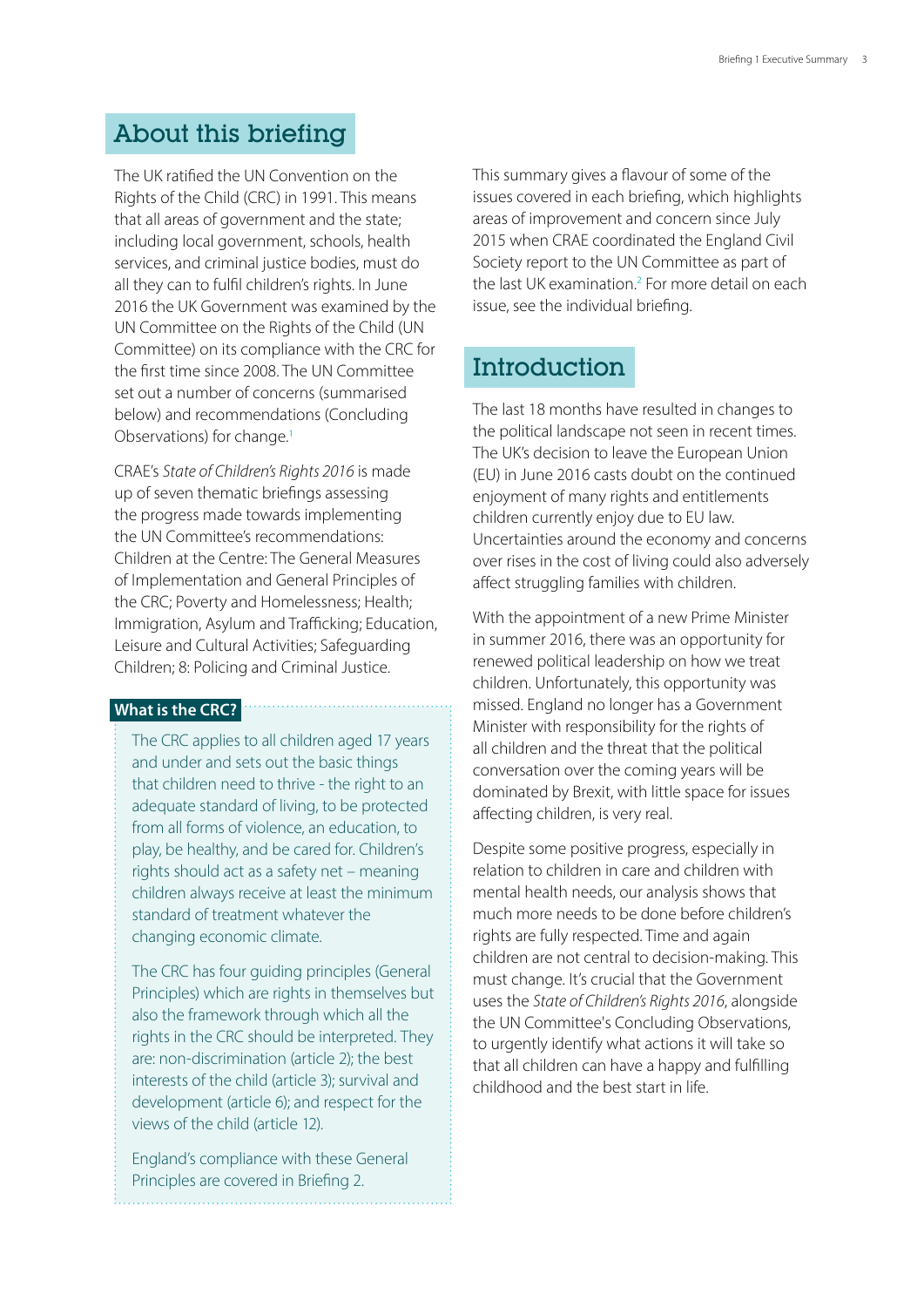## About this briefing

The UK ratified the UN Convention on the Rights of the Child (CRC) in 1991. This means that all areas of government and the state; including local government, schools, health services, and criminal justice bodies, must do all they can to fulfil children's rights. In June 2016 the UK Government was examined by the UN Committee on the Rights of the Child (UN Committee) on its compliance with the CRC for the first time since 2008. The UN Committee set out a number of concerns (summarised below) and recommendations (Concluding Observations) for change.[1]

CRAE's *State of Children's Rights 2016* is made up of seven thematic briefings assessing the progress made towards implementing the UN Committee's recommendations: Children at the Centre: The General Measures of Implementation and General Principles of the CRC; Poverty and Homelessness; Health; Immigration, Asylum and Trafficking; Education, Leisure and Cultural Activities; Safeguarding Children; 8: Policing and Criminal Justice.

**What is the CRC?**

The CRC applies to all children aged 17 years and under and sets out the basic things that children need to thrive - the right to an adequate standard of living, to be protected from all forms of violence, an education, to play, be healthy, and be cared for. Children's rights should act as a safety net – meaning children always receive at least the minimum standard of treatment whatever the changing economic climate.

The CRC has four guiding principles (General Principles) which are rights in themselves but also the framework through which all the rights in the CRC should be interpreted. They are: non-discrimination (article 2); the best interests of the child (article 3); survival and development (article 6); and respect for the views of the child (article 12).

England's compliance with these General Principles are covered in Briefing 2.

This summary gives a flavour of some of the issues covered in each briefing, which highlights areas of improvement and concern since July 2015 when CRAE coordinated the England Civil Society report to the UN Committee as part of the last UK examination.[2] For more detail on each issue, see the individual briefing.

## Introduction

The last 18 months have resulted in changes to the political landscape not seen in recent times. The UK's decision to leave the European Union (EU) in June 2016 casts doubt on the continued enjoyment of many rights and entitlements children currently enjoy due to EU law. Uncertainties around the economy and concerns over rises in the cost of living could also adversely affect struggling families with children.

With the appointment of a new Prime Minister in summer 2016, there was an opportunity for renewed political leadership on how we treat children. Unfortunately, this opportunity was missed. England no longer has a Government Minister with responsibility for the rights of all children and the threat that the political conversation over the coming years will be dominated by Brexit, with little space for issues affecting children, is very real.

Despite some positive progress, especially in relation to children in care and children with mental health needs, our analysis shows that much more needs to be done before children's rights are fully respected. Time and again children are not central to decision-making. This must change. It's crucial that the Government uses the *State of Children's Rights 2016*, alongside the UN Committee's Concluding Observations, to urgently identify what actions it will take so that all children can have a happy and fulfilling childhood and the best start in life.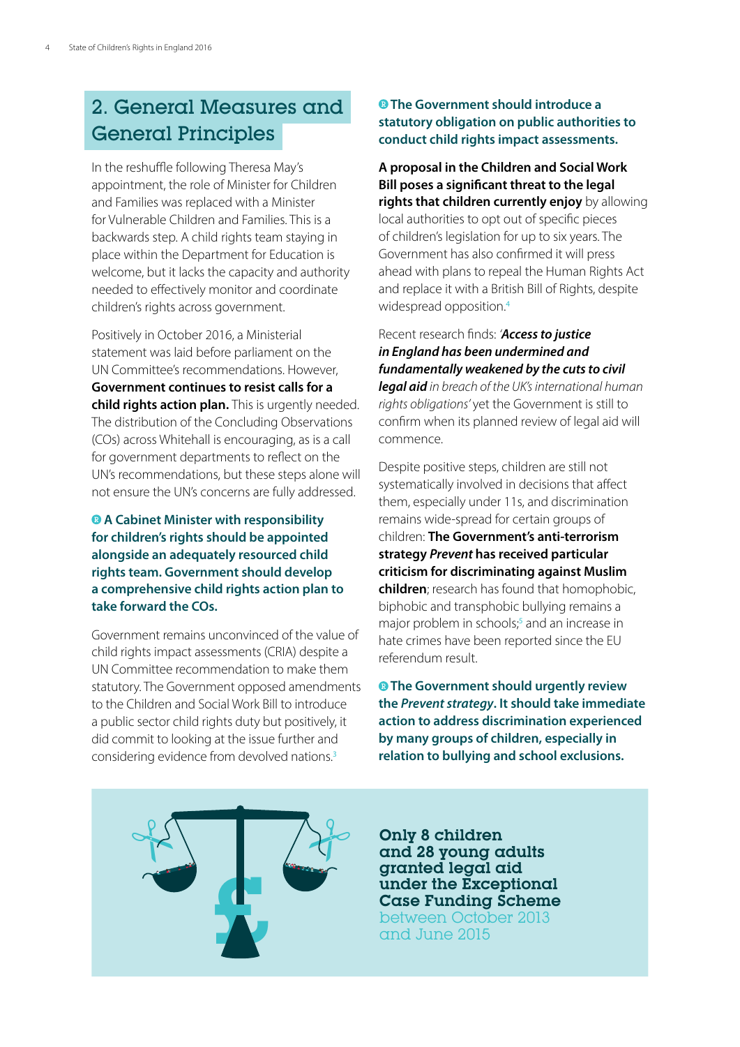## 2. General Measures and General Principles

In the reshuffle following Theresa May's appointment, the role of Minister for Children and Families was replaced with a Minister for Vulnerable Children and Families. This is a backwards step. A child rights team staying in place within the Department for Education is welcome, but it lacks the capacity and authority needed to effectively monitor and coordinate children's rights across government.

Positively in October 2016, a Ministerial statement was laid before parliament on the UN Committee's recommendations. However, **Government continues to resist calls for a child rights action plan.** This is urgently needed. The distribution of the Concluding Observations (COs) across Whitehall is encouraging, as is a call for government departments to reflect on the UN's recommendations, but these steps alone will not ensure the UN's concerns are fully addressed.

**R A Cabinet Minister with responsibility for children's rights should be appointed alongside an adequately resourced child rights team. Government should develop a comprehensive child rights action plan to take forward the COs.**

Government remains unconvinced of the value of child rights impact assessments (CRIA) despite a UN Committee recommendation to make them statutory. The Government opposed amendments to the Children and Social Work Bill to introduce a public sector child rights duty but positively, it did commit to looking at the issue further and considering evidence from devolved nations.[3]

**R The Government should introduce a statutory obligation on public authorities to conduct child rights impact assessments.**

**A proposal in the Children and Social Work Bill poses a significant threat to the legal rights that children currently enjoy** by allowing local authorities to opt out of specific pieces of children's legislation for up to six years. The Government has also confirmed it will press ahead with plans to repeal the Human Rights Act and replace it with a British Bill of Rights, despite widespread opposition.[4]

Recent research finds: *'**Access to justice in England has been undermined and fundamentally weakened by the cuts to civil legal aid** in breach of the UK's international human rights obligations'* yet the Government is still to confirm when its planned review of legal aid will commence.

Despite positive steps, children are still not systematically involved in decisions that affect them, especially under 11s, and discrimination remains wide-spread for certain groups of children: **The Government's anti-terrorism strategy *Prevent* has received particular criticism for discriminating against Muslim children**; research has found that homophobic, biphobic and transphobic bullying remains a major problem in schools;[5] and an increase in hate crimes have been reported since the EU referendum result.

**R The Government should urgently review the *Prevent strategy*. It should take immediate action to address discrimination experienced by many groups of children, especially in relation to bullying and school exclusions.**

**Only 8 children and 28 young adults granted legal aid under the Exceptional Case Funding Scheme** between October 2013 and June 2015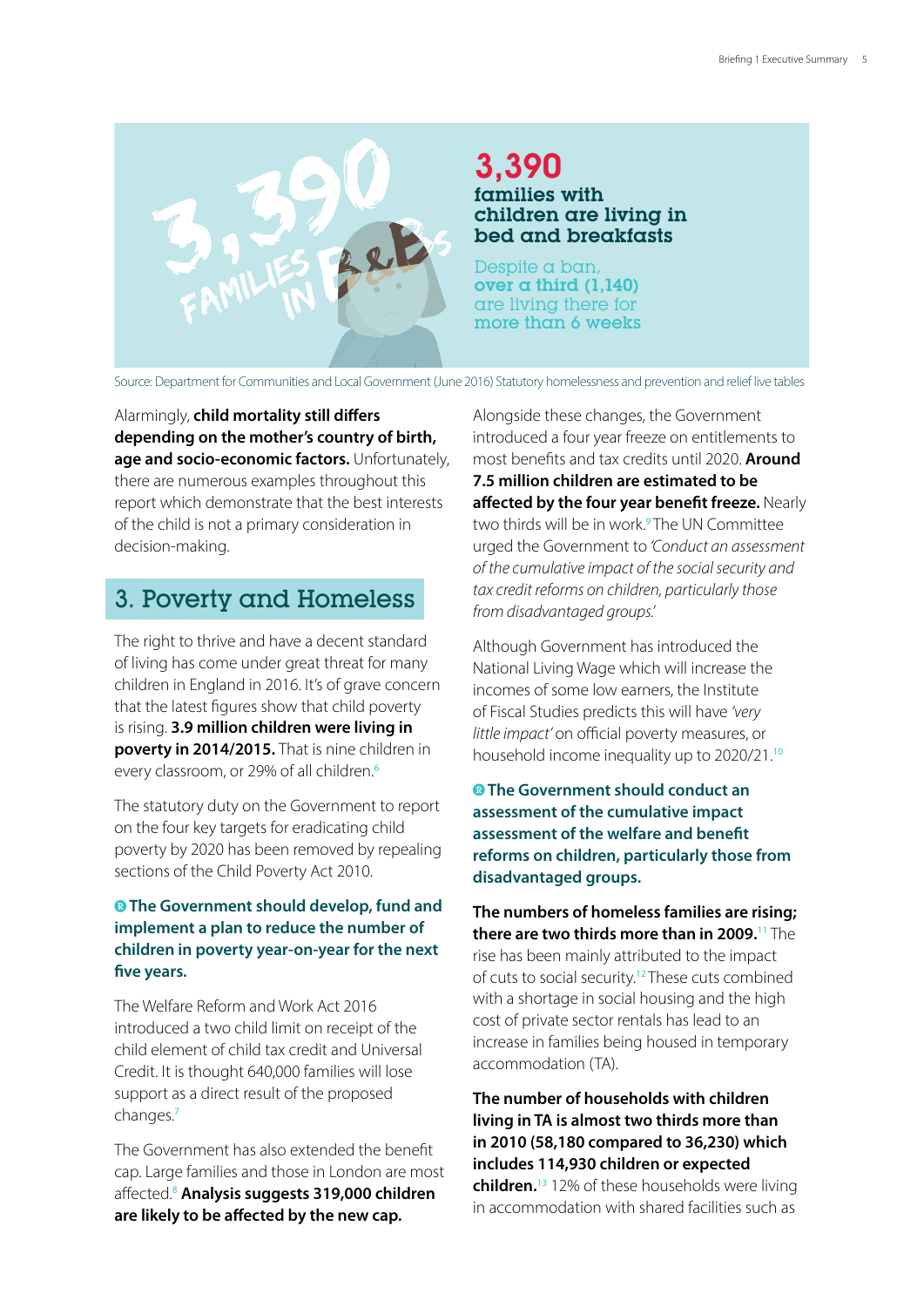**3,390**
**families with children are living in bed and breakfasts**

Despite a ban, **over a third (1,140)** are living there for **more than 6 weeks**

Source: Department for Communities and Local Government (June 2016) Statutory homelessness and prevention and relief live tables

Alarmingly, **child mortality still differs depending on the mother's country of birth, age and socio-economic factors.** Unfortunately, there are numerous examples throughout this report which demonstrate that the best interests of the child is not a primary consideration in decision-making.

## 3. Poverty and Homeless

The right to thrive and have a decent standard of living has come under great threat for many children in England in 2016. It's of grave concern that the latest figures show that child poverty is rising. **3.9 million children were living in poverty in 2014/2015.** That is nine children in every classroom, or 29% of all children.[6]

The statutory duty on the Government to report on the four key targets for eradicating child poverty by 2020 has been removed by repealing sections of the Child Poverty Act 2010.

**R The Government should develop, fund and implement a plan to reduce the number of children in poverty year-on-year for the next five years.**

The Welfare Reform and Work Act 2016 introduced a two child limit on receipt of the child element of child tax credit and Universal Credit. It is thought 640,000 families will lose support as a direct result of the proposed changes.[7]

The Government has also extended the benefit cap. Large families and those in London are most affected.[8] **Analysis suggests 319,000 children are likely to be affected by the new cap.**

Alongside these changes, the Government introduced a four year freeze on entitlements to most benefits and tax credits until 2020. **Around 7.5 million children are estimated to be affected by the four year benefit freeze.** Nearly two thirds will be in work.[9] The UN Committee urged the Government to *'Conduct an assessment of the cumulative impact of the social security and tax credit reforms on children, particularly those from disadvantaged groups.'*

Although Government has introduced the National Living Wage which will increase the incomes of some low earners, the Institute of Fiscal Studies predicts this will have *'very little impact'* on official poverty measures, or household income inequality up to 2020/21.[10]

**R The Government should conduct an assessment of the cumulative impact assessment of the welfare and benefit reforms on children, particularly those from disadvantaged groups.**

**The numbers of homeless families are rising; there are two thirds more than in 2009.**[11] The rise has been mainly attributed to the impact of cuts to social security.[12] These cuts combined with a shortage in social housing and the high cost of private sector rentals has lead to an increase in families being housed in temporary accommodation (TA).

**The number of households with children living in TA is almost two thirds more than in 2010 (58,180 compared to 36,230) which includes 114,930 children or expected children.**[13] 12% of these households were living in accommodation with shared facilities such as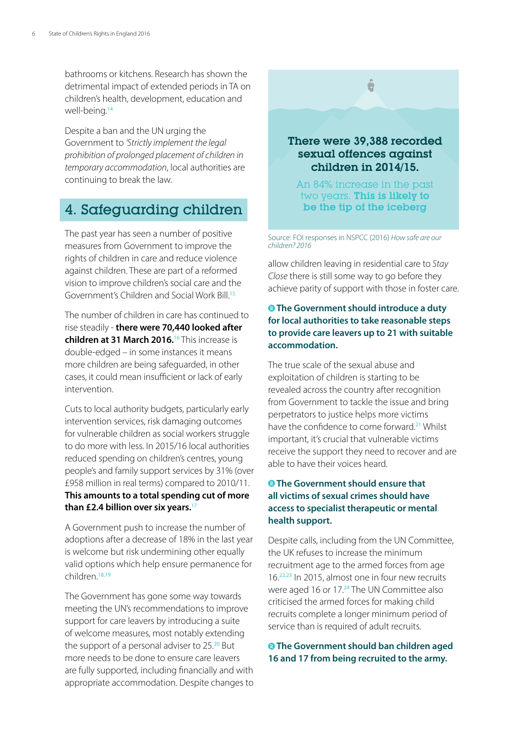bathrooms or kitchens. Research has shown the detrimental impact of extended periods in TA on children's health, development, education and well-being.[14]

Despite a ban and the UN urging the Government to *'Strictly implement the legal prohibition of prolonged placement of children in temporary accommodation*, local authorities are continuing to break the law.

## 4. Safeguarding children

The past year has seen a number of positive measures from Government to improve the rights of children in care and reduce violence against children. These are part of a reformed vision to improve children's social care and the Government's Children and Social Work Bill.[15]

The number of children in care has continued to rise steadily - **there were 70,440 looked after children at 31 March 2016.**[16] This increase is double-edged – in some instances it means more children are being safeguarded, in other cases, it could mean insufficient or lack of early intervention.

Cuts to local authority budgets, particularly early intervention services, risk damaging outcomes for vulnerable children as social workers struggle to do more with less. In 2015/16 local authorities reduced spending on children's centres, young people's and family support services by 31% (over £958 million in real terms) compared to 2010/11. **This amounts to a total spending cut of more than £2.4 billion over six years.**[17]

A Government push to increase the number of adoptions after a decrease of 18% in the last year is welcome but risk undermining other equally valid options which help ensure permanence for children.[18,19]

The Government has gone some way towards meeting the UN's recommendations to improve support for care leavers by introducing a suite of welcome measures, most notably extending the support of a personal adviser to 25.[20] But more needs to be done to ensure care leavers are fully supported, including financially and with appropriate accommodation. Despite changes to allow children leaving in residential care to *Stay Close* there is still some way to go before they achieve parity of support with those in foster care.

**There were 39,388 recorded sexual offences against children in 2014/15.**

An 84% increase in the past two years. **This is likely to be the tip of the iceberg**

Source: FOI responses in NSPCC (2016) *How safe are our children? 2016*

**The Government should introduce a duty for local authorities to take reasonable steps to provide care leavers up to 21 with suitable accommodation.**

The true scale of the sexual abuse and exploitation of children is starting to be revealed across the country after recognition from Government to tackle the issue and bring perpetrators to justice helps more victims have the confidence to come forward.[21] Whilst important, it's crucial that vulnerable victims receive the support they need to recover and are able to have their voices heard.

**The Government should ensure that all victims of sexual crimes should have access to specialist therapeutic or mental health support.**

Despite calls, including from the UN Committee, the UK refuses to increase the minimum recruitment age to the armed forces from age 16.[22,23] In 2015, almost one in four new recruits were aged 16 or 17.[24] The UN Committee also criticised the armed forces for making child recruits complete a longer minimum period of service than is required of adult recruits.

**The Government should ban children aged 16 and 17 from being recruited to the army.**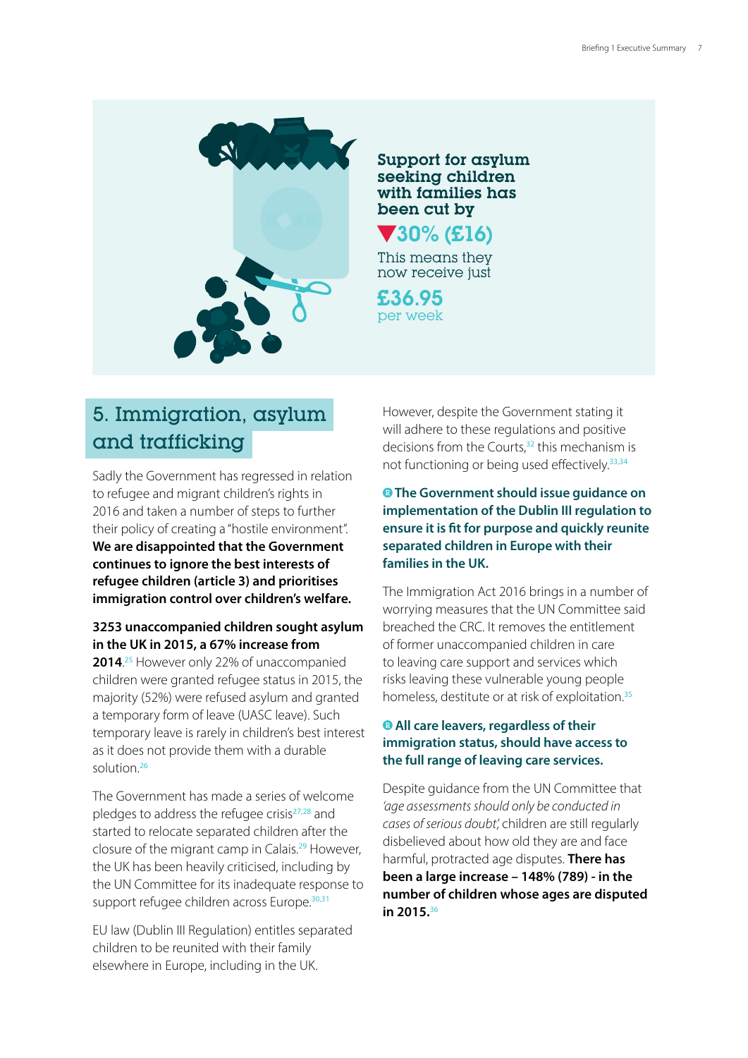Support for asylum seeking children with families has been cut by

▼30% (£16)

This means they now receive just

£36.95 per week

## 5. Immigration, asylum and trafficking

Sadly the Government has regressed in relation to refugee and migrant children's rights in 2016 and taken a number of steps to further their policy of creating a "hostile environment". **We are disappointed that the Government continues to ignore the best interests of refugee children (article 3) and prioritises immigration control over children's welfare.**

**3253 unaccompanied children sought asylum in the UK in 2015, a 67% increase from 2014.**[25] However only 22% of unaccompanied children were granted refugee status in 2015, the majority (52%) were refused asylum and granted a temporary form of leave (UASC leave). Such temporary leave is rarely in children's best interest as it does not provide them with a durable solution.[26]

The Government has made a series of welcome pledges to address the refugee crisis[27,28] and started to relocate separated children after the closure of the migrant camp in Calais.[29] However, the UK has been heavily criticised, including by the UN Committee for its inadequate response to support refugee children across Europe.[30,31]

EU law (Dublin III Regulation) entitles separated children to be reunited with their family elsewhere in Europe, including in the UK.

However, despite the Government stating it will adhere to these regulations and positive decisions from the Courts,[32] this mechanism is not functioning or being used effectively.[33,34]

**R The Government should issue guidance on implementation of the Dublin III regulation to ensure it is fit for purpose and quickly reunite separated children in Europe with their families in the UK.**

The Immigration Act 2016 brings in a number of worrying measures that the UN Committee said breached the CRC. It removes the entitlement of former unaccompanied children in care to leaving care support and services which risks leaving these vulnerable young people homeless, destitute or at risk of exploitation.[35]

**R All care leavers, regardless of their immigration status, should have access to the full range of leaving care services.**

Despite guidance from the UN Committee that *'age assessments should only be conducted in cases of serious doubt'*, children are still regularly disbelieved about how old they are and face harmful, protracted age disputes. **There has been a large increase – 148% (789) - in the number of children whose ages are disputed in 2015.**[36]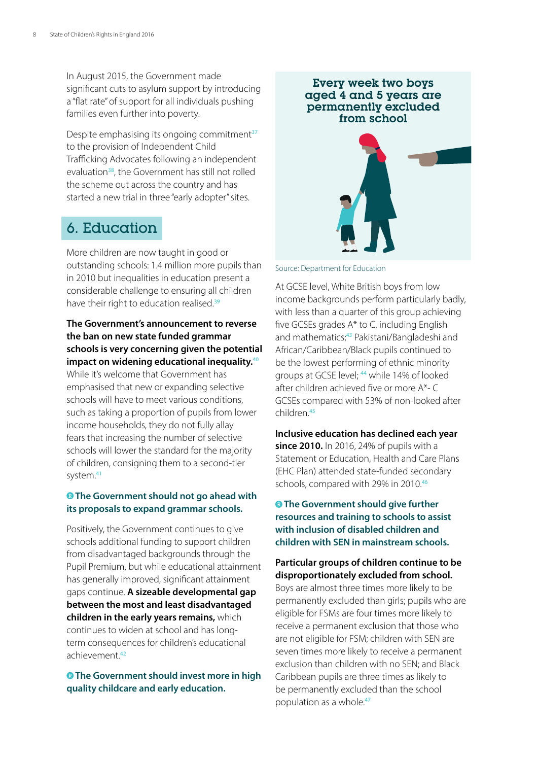In August 2015, the Government made significant cuts to asylum support by introducing a "flat rate" of support for all individuals pushing families even further into poverty.

Despite emphasising its ongoing commitment[37] to the provision of Independent Child Trafficking Advocates following an independent evaluation[38], the Government has still not rolled the scheme out across the country and has started a new trial in three "early adopter" sites.

## 6. Education

More children are now taught in good or outstanding schools: 1.4 million more pupils than in 2010 but inequalities in education present a considerable challenge to ensuring all children have their right to education realised.[39]

**The Government's announcement to reverse the ban on new state funded grammar schools is very concerning given the potential impact on widening educational inequality.**[40] While it's welcome that Government has emphasised that new or expanding selective schools will have to meet various conditions, such as taking a proportion of pupils from lower income households, they do not fully allay fears that increasing the number of selective schools will lower the standard for the majority of children, consigning them to a second-tier system.[41]

**The Government should not go ahead with its proposals to expand grammar schools.**

Positively, the Government continues to give schools additional funding to support children from disadvantaged backgrounds through the Pupil Premium, but while educational attainment has generally improved, significant attainment gaps continue. **A sizeable developmental gap between the most and least disadvantaged children in the early years remains,** which continues to widen at school and has long-term consequences for children's educational achievement.[42]

**The Government should invest more in high quality childcare and early education.**

**Every week two boys aged 4 and 5 years are permanently excluded from school**

Source: Department for Education

At GCSE level, White British boys from low income backgrounds perform particularly badly, with less than a quarter of this group achieving five GCSEs grades A* to C, including English and mathematics;[43] Pakistani/Bangladeshi and African/Caribbean/Black pupils continued to be the lowest performing of ethnic minority groups at GCSE level; [44] while 14% of looked after children achieved five or more A*- C GCSEs compared with 53% of non-looked after children.[45]

**Inclusive education has declined each year since 2010.** In 2016, 24% of pupils with a Statement or Education, Health and Care Plans (EHC Plan) attended state-funded secondary schools, compared with 29% in 2010.[46]

**The Government should give further resources and training to schools to assist with inclusion of disabled children and children with SEN in mainstream schools.**

**Particular groups of children continue to be disproportionately excluded from school.** Boys are almost three times more likely to be permanently excluded than girls; pupils who are eligible for FSMs are four times more likely to receive a permanent exclusion that those who are not eligible for FSM; children with SEN are seven times more likely to receive a permanent exclusion than children with no SEN; and Black Caribbean pupils are three times as likely to be permanently excluded than the school population as a whole.[47]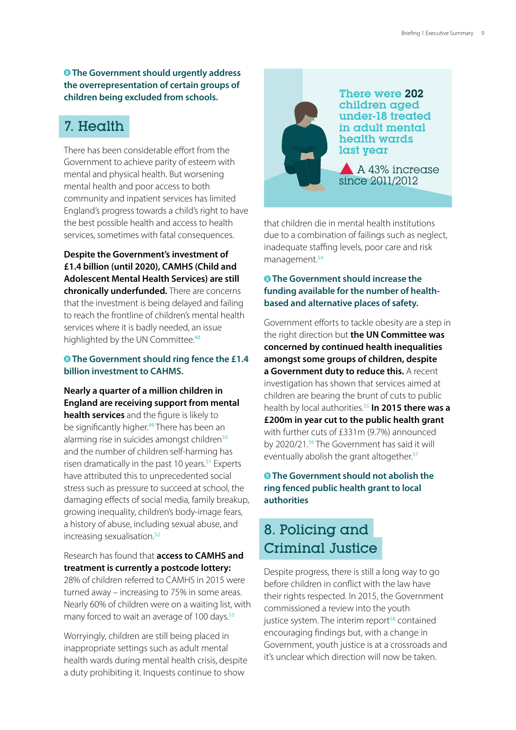**R The Government should urgently address the overrepresentation of certain groups of children being excluded from schools.**

## 7. Health

There has been considerable effort from the Government to achieve parity of esteem with mental and physical health. But worsening mental health and poor access to both community and inpatient services has limited England's progress towards a child's right to have the best possible health and access to health services, sometimes with fatal consequences.

**Despite the Government's investment of £1.4 billion (until 2020), CAMHS (Child and Adolescent Mental Health Services) are still chronically underfunded.** There are concerns that the investment is being delayed and failing to reach the frontline of children's mental health services where it is badly needed, an issue highlighted by the UN Committee.[48]

**R The Government should ring fence the £1.4 billion investment to CAHMS.**

**Nearly a quarter of a million children in England are receiving support from mental health services** and the figure is likely to be significantly higher.[49] There has been an alarming rise in suicides amongst children[50] and the number of children self-harming has risen dramatically in the past 10 years.[51] Experts have attributed this to unprecedented social stress such as pressure to succeed at school, the damaging effects of social media, family breakup, growing inequality, children's body-image fears, a history of abuse, including sexual abuse, and increasing sexualisation.[52]

Research has found that **access to CAMHS and treatment is currently a postcode lottery:** 28% of children referred to CAMHS in 2015 were turned away – increasing to 75% in some areas. Nearly 60% of children were on a waiting list, with many forced to wait an average of 100 days.[53]

Worryingly, children are still being placed in inappropriate settings such as adult mental health wards during mental health crisis, despite a duty prohibiting it. Inquests continue to show that children die in mental health institutions due to a combination of failings such as neglect, inadequate staffing levels, poor care and risk management.[54]

**There were 202 children aged under-18 treated in adult mental health wards last year**

A 43% increase since 2011/2012

**R The Government should increase the funding available for the number of health-based and alternative places of safety.**

Government efforts to tackle obesity are a step in the right direction but **the UN Committee was concerned by continued health inequalities amongst some groups of children, despite a Government duty to reduce this.** A recent investigation has shown that services aimed at children are bearing the brunt of cuts to public health by local authorities.[55] **In 2015 there was a £200m in year cut to the public health grant** with further cuts of £331m (9.7%) announced by 2020/21.[56] The Government has said it will eventually abolish the grant altogether.[57]

**R The Government should not abolish the ring fenced public health grant to local authorities**

## 8. Policing and Criminal Justice

Despite progress, there is still a long way to go before children in conflict with the law have their rights respected. In 2015, the Government commissioned a review into the youth justice system. The interim report[58] contained encouraging findings but, with a change in Government, youth justice is at a crossroads and it's unclear which direction will now be taken.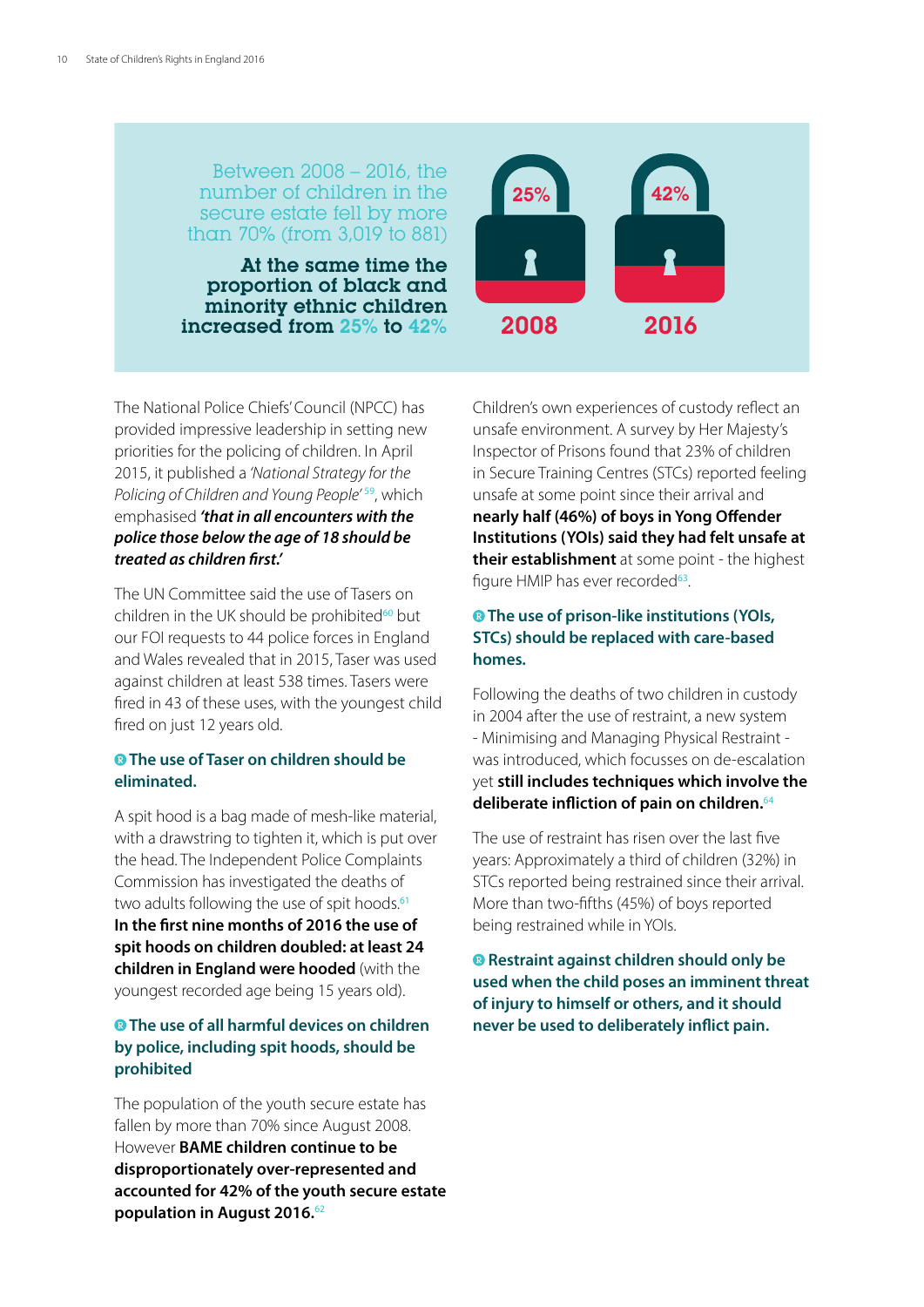Between 2008 – 2016, the number of children in the secure estate fell by more than 70% (from 3,019 to 881)

**At the same time the proportion of black and minority ethnic children increased from 25% to 42%**

25% 2008

42% 2016

The National Police Chiefs' Council (NPCC) has provided impressive leadership in setting new priorities for the policing of children. In April 2015, it published a *'National Strategy for the Policing of Children and Young People'* [59], which emphasised ***'that in all encounters with the police those below the age of 18 should be treated as children first.'***

The UN Committee said the use of Tasers on children in the UK should be prohibited[60] but our FOI requests to 44 police forces in England and Wales revealed that in 2015, Taser was used against children at least 538 times. Tasers were fired in 43 of these uses, with the youngest child fired on just 12 years old.

**R The use of Taser on children should be eliminated.**

A spit hood is a bag made of mesh-like material, with a drawstring to tighten it, which is put over the head. The Independent Police Complaints Commission has investigated the deaths of two adults following the use of spit hoods.[61] **In the first nine months of 2016 the use of spit hoods on children doubled: at least 24 children in England were hooded** (with the youngest recorded age being 15 years old).

**R The use of all harmful devices on children by police, including spit hoods, should be prohibited**

The population of the youth secure estate has fallen by more than 70% since August 2008. However **BAME children continue to be disproportionately over-represented and accounted for 42% of the youth secure estate population in August 2016.**[62]

Children's own experiences of custody reflect an unsafe environment. A survey by Her Majesty's Inspector of Prisons found that 23% of children in Secure Training Centres (STCs) reported feeling unsafe at some point since their arrival and **nearly half (46%) of boys in Yong Offender Institutions (YOIs) said they had felt unsafe at their establishment** at some point - the highest figure HMIP has ever recorded[63].

**R The use of prison-like institutions (YOIs, STCs) should be replaced with care-based homes.**

Following the deaths of two children in custody in 2004 after the use of restraint, a new system - Minimising and Managing Physical Restraint - was introduced, which focusses on de-escalation yet **still includes techniques which involve the deliberate infliction of pain on children.**[64]

The use of restraint has risen over the last five years: Approximately a third of children (32%) in STCs reported being restrained since their arrival. More than two-fifths (45%) of boys reported being restrained while in YOIs.

**R Restraint against children should only be used when the child poses an imminent threat of injury to himself or others, and it should never be used to deliberately inflict pain.**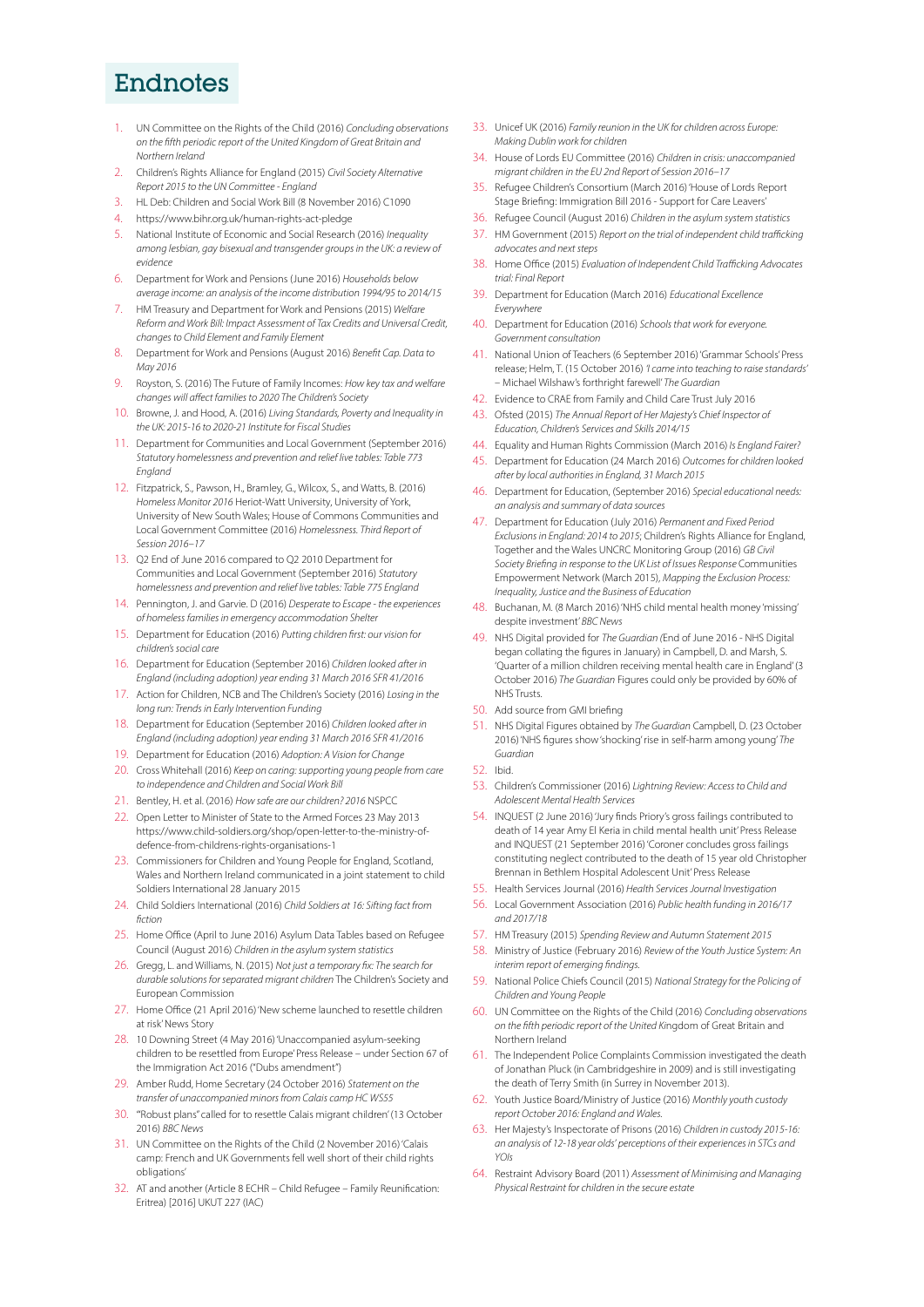# Endnotes

1. UN Committee on the Rights of the Child (2016) *Concluding observations on the fifth periodic report of the United Kingdom of Great Britain and Northern Ireland*
2. Children's Rights Alliance for England (2015) *Civil Society Alternative Report 2015 to the UN Committee - England*
3. HL Deb: Children and Social Work Bill (8 November 2016) C1090
4. https://www.bihr.org.uk/human-rights-act-pledge
5. National Institute of Economic and Social Research (2016) *Inequality among lesbian, gay bisexual and transgender groups in the UK: a review of evidence*
6. Department for Work and Pensions (June 2016) *Households below average income: an analysis of the income distribution 1994/95 to 2014/15*
7. HM Treasury and Department for Work and Pensions (2015) *Welfare Reform and Work Bill: Impact Assessment of Tax Credits and Universal Credit, changes to Child Element and Family Element*
8. Department for Work and Pensions (August 2016) *Benefit Cap. Data to May 2016*
9. Royston, S. (2016) The Future of Family Incomes: *How key tax and welfare changes will affect families to 2020 The Children's Society*
10. Browne, J. and Hood, A. (2016) *Living Standards, Poverty and Inequality in the UK: 2015-16 to 2020-21 Institute for Fiscal Studies*
11. Department for Communities and Local Government (September 2016) *Statutory homelessness and prevention and relief live tables: Table 773 England*
12. Fitzpatrick, S., Pawson, H., Bramley, G., Wilcox, S., and Watts, B. (2016) *Homeless Monitor 2016* Heriot-Watt University, University of York, University of New South Wales; House of Commons Communities and Local Government Committee (2016) *Homelessness. Third Report of Session 2016–17*
13. Q2 End of June 2016 compared to Q2 2010 Department for Communities and Local Government (September 2016) *Statutory homelessness and prevention and relief live tables: Table 775 England*
14. Pennington, J. and Garvie. D (2016) *Desperate to Escape - the experiences of homeless families in emergency accommodation Shelter*
15. Department for Education (2016) *Putting children first: our vision for children's social care*
16. Department for Education (September 2016) *Children looked after in England (including adoption) year ending 31 March 2016 SFR 41/2016*
17. Action for Children, NCB and The Children's Society (2016) *Losing in the long run: Trends in Early Intervention Funding*
18. Department for Education (September 2016) *Children looked after in England (including adoption) year ending 31 March 2016 SFR 41/2016*
19. Department for Education (2016) *Adoption: A Vision for Change*
20. Cross Whitehall (2016) *Keep on caring: supporting young people from care to independence and Children and Social Work Bill*
21. Bentley, H. et al. (2016) *How safe are our children? 2016* NSPCC
22. Open Letter to Minister of State to the Armed Forces 23 May 2013 https://www.child-soldiers.org/shop/open-letter-to-the-ministry-of-defence-from-childrens-rights-organisations-1
23. Commissioners for Children and Young People for England, Scotland, Wales and Northern Ireland communicated in a joint statement to child Soldiers International 28 January 2015
24. Child Soldiers International (2016) *Child Soldiers at 16: Sifting fact from fiction*
25. Home Office (April to June 2016) Asylum Data Tables based on Refugee Council (August 2016) *Children in the asylum system statistics*
26. Gregg, L. and Williams, N. (2015) *Not just a temporary fix: The search for durable solutions for separated migrant children* The Children's Society and European Commission
27. Home Office (21 April 2016) 'New scheme launched to resettle children at risk' News Story
28. 10 Downing Street (4 May 2016) 'Unaccompanied asylum-seeking children to be resettled from Europe' Press Release – under Section 67 of the Immigration Act 2016 ("Dubs amendment")
29. Amber Rudd, Home Secretary (24 October 2016) *Statement on the transfer of unaccompanied minors from Calais camp HC WS55*
30. '"Robust plans" called for to resettle Calais migrant children' (13 October 2016) *BBC News*
31. UN Committee on the Rights of the Child (2 November 2016) 'Calais camp: French and UK Governments fell well short of their child rights obligations'
32. AT and another (Article 8 ECHR – Child Refugee – Family Reunification: Eritrea) [2016] UKUT 227 (IAC)
33. Unicef UK (2016) *Family reunion in the UK for children across Europe: Making Dublin work for children*
34. House of Lords EU Committee (2016) *Children in crisis: unaccompanied migrant children in the EU 2nd Report of Session 2016–17*
35. Refugee Children's Consortium (March 2016) 'House of Lords Report Stage Briefing: Immigration Bill 2016 - Support for Care Leavers'
36. Refugee Council (August 2016) *Children in the asylum system statistics*
37. HM Government (2015) *Report on the trial of independent child trafficking advocates and next steps*
38. Home Office (2015) *Evaluation of Independent Child Trafficking Advocates trial: Final Report*
39. Department for Education (March 2016) *Educational Excellence Everywhere*
40. Department for Education (2016) *Schools that work for everyone. Government consultation*
41. National Union of Teachers (6 September 2016) 'Grammar Schools' Press release; Helm, T. (15 October 2016) *'I came into teaching to raise standards' – Michael Wilshaw's forthright farewell' The Guardian*
42. Evidence to CRAE from Family and Child Care Trust July 2016
43. Ofsted (2015) *The Annual Report of Her Majesty's Chief Inspector of Education, Children's Services and Skills 2014/15*
44. Equality and Human Rights Commission (March 2016) *Is England Fairer?*
45. Department for Education (24 March 2016) *Outcomes for children looked after by local authorities in England, 31 March 2015*
46. Department for Education, (September 2016) *Special educational needs: an analysis and summary of data sources*
47. Department for Education (July 2016) *Permanent and Fixed Period Exclusions in England: 2014 to 2015*; Children's Rights Alliance for England, Together and the Wales UNCRC Monitoring Group (2016) *GB Civil Society Briefing in response to the UK List of Issues Response* Communities Empowerment Network (March 2015), *Mapping the Exclusion Process: Inequality, Justice and the Business of Education*
48. Buchanan, M. (8 March 2016) 'NHS child mental health money 'missing' despite investment' *BBC News*
49. NHS Digital provided for *The Guardian* (End of June 2016 - NHS Digital began collating the figures in January) in Campbell, D. and Marsh, S. 'Quarter of a million children receiving mental health care in England' (3 October 2016) *The Guardian* Figures could only be provided by 60% of NHS Trusts.
50. Add source from GMI briefing
51. NHS Digital Figures obtained by *The Guardian* Campbell, D. (23 October 2016) 'NHS figures show 'shocking' rise in self-harm among young' *The Guardian*
52. Ibid.
53. Children's Commissioner (2016) *Lightning Review: Access to Child and Adolescent Mental Health Services*
54. INQUEST (2 June 2016) 'Jury finds Priory's gross failings contributed to death of 14 year Amy El Keria in child mental health unit' Press Release and INQUEST (21 September 2016) 'Coroner concludes gross failings constituting neglect contributed to the death of 15 year old Christopher Brennan in Bethlem Hospital Adolescent Unit' Press Release
55. Health Services Journal (2016) *Health Services Journal Investigation*
56. Local Government Association (2016) *Public health funding in 2016/17 and 2017/18*
57. HM Treasury (2015) *Spending Review and Autumn Statement 2015*
58. Ministry of Justice (February 2016) *Review of the Youth Justice System: An interim report of emerging findings.*
59. National Police Chiefs Council (2015) *National Strategy for the Policing of Children and Young People*
60. UN Committee on the Rights of the Child (2016) *Concluding observations on the fifth periodic report of the United Kingdom of Great Britain and Northern Ireland*
61. The Independent Police Complaints Commission investigated the death of Jonathan Pluck (in Cambridgeshire in 2009) and is still investigating the death of Terry Smith (in Surrey in November 2013).
62. Youth Justice Board/Ministry of Justice (2016) *Monthly youth custody report October 2016: England and Wales.*
63. Her Majesty's Inspectorate of Prisons (2016) *Children in custody 2015-16: an analysis of 12-18 year olds' perceptions of their experiences in STCs and YOIs*
64. Restraint Advisory Board (2011) *Assessment of Minimising and Managing Physical Restraint for children in the secure estate*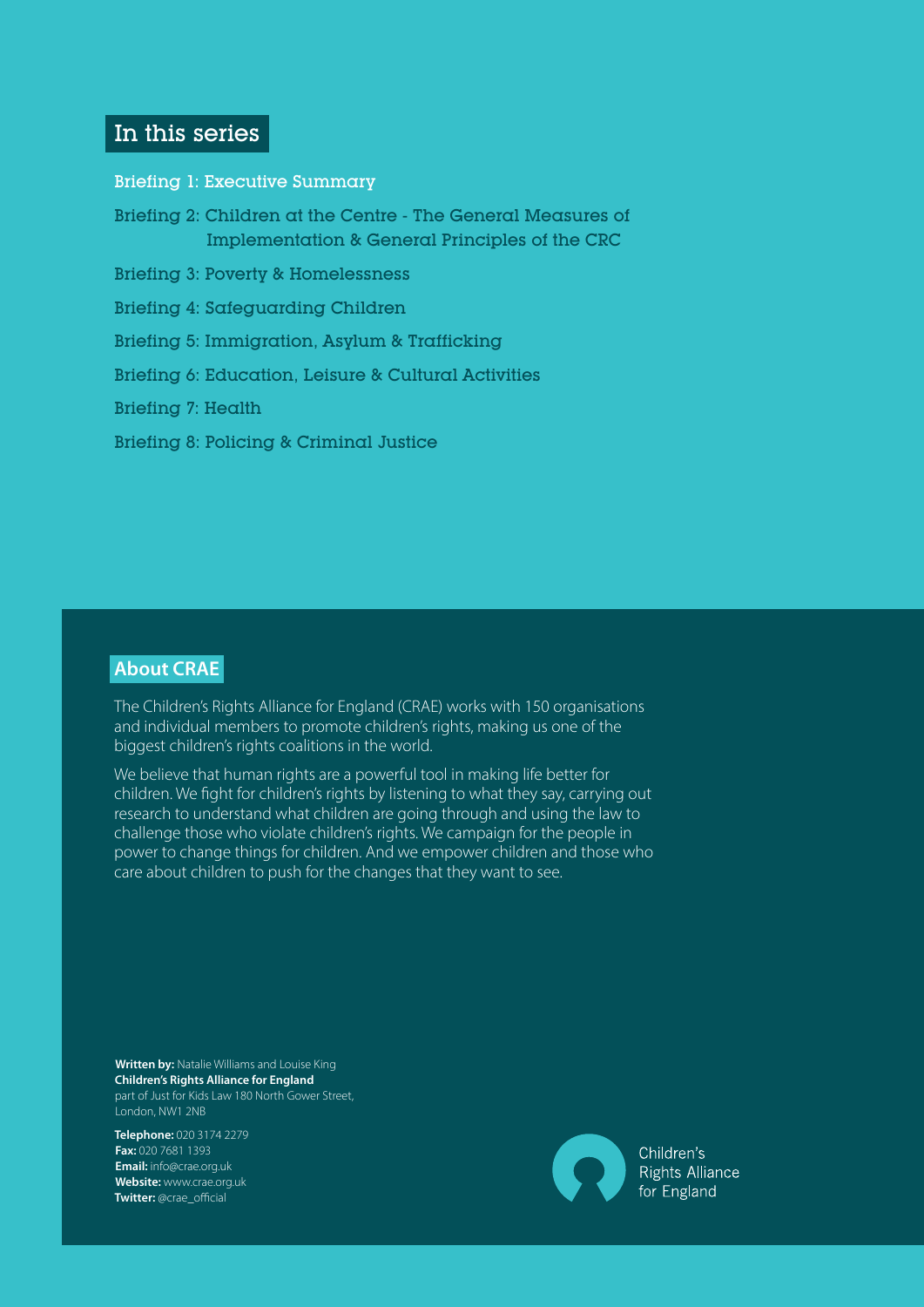## In this series

- Briefing 1: Executive Summary
- Briefing 2: Children at the Centre - The General Measures of Implementation & General Principles of the CRC
- Briefing 3: Poverty & Homelessness
- Briefing 4: Safeguarding Children
- Briefing 5: Immigration, Asylum & Trafficking
- Briefing 6: Education, Leisure & Cultural Activities
- Briefing 7: Health
- Briefing 8: Policing & Criminal Justice

## About CRAE

The Children's Rights Alliance for England (CRAE) works with 150 organisations and individual members to promote children's rights, making us one of the biggest children's rights coalitions in the world.

We believe that human rights are a powerful tool in making life better for children. We fight for children's rights by listening to what they say, carrying out research to understand what children are going through and using the law to challenge those who violate children's rights. We campaign for the people in power to change things for children. And we empower children and those who care about children to push for the changes that they want to see.

**Written by:** Natalie Williams and Louise King
**Children's Rights Alliance for England**
part of Just for Kids Law 180 North Gower Street, London, NW1 2NB

**Telephone:** 020 3174 2279
**Fax:** 020 7681 1393
**Email:** info@crae.org.uk
**Website:** www.crae.org.uk
**Twitter:** @crae_official

Children's Rights Alliance for England